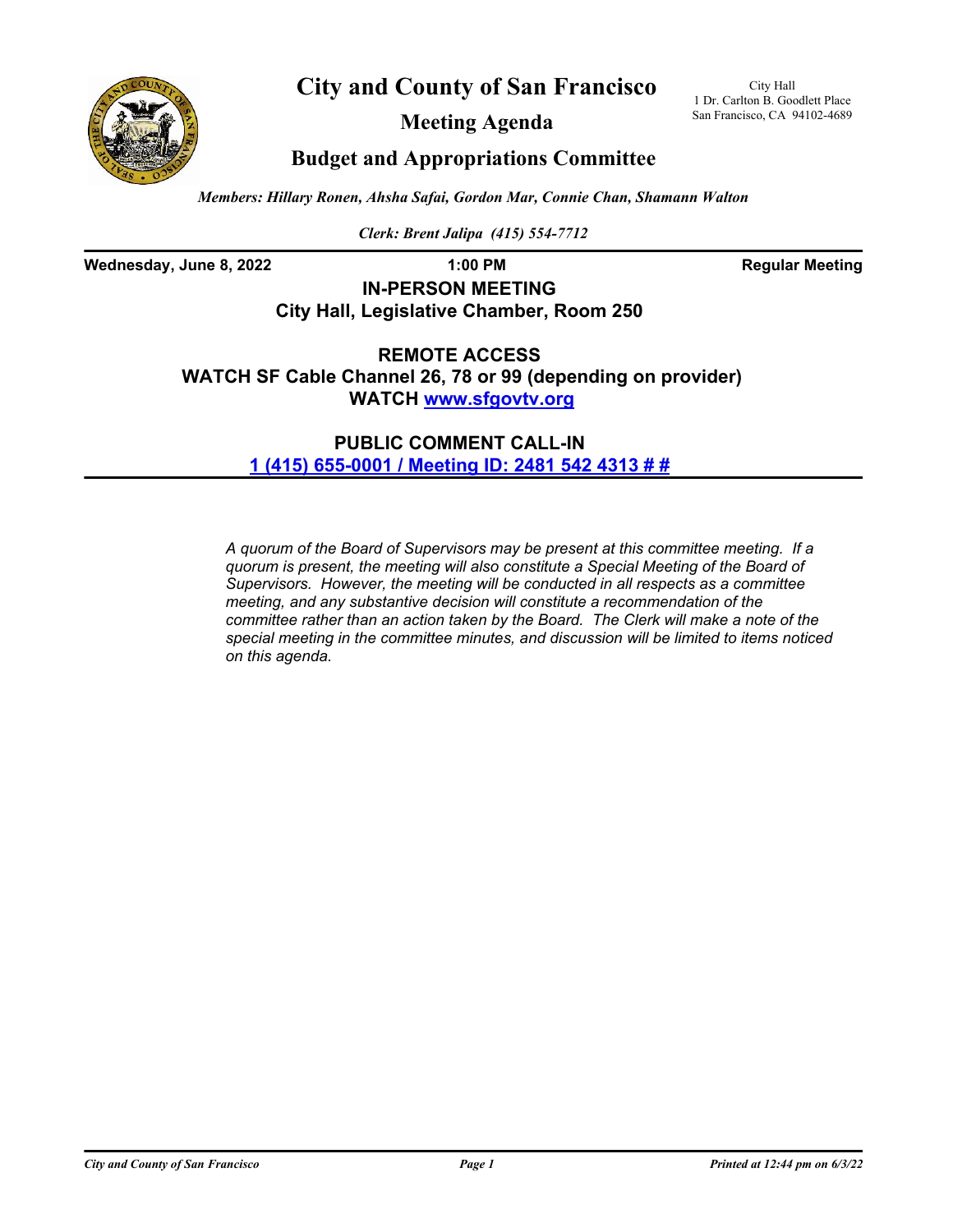# City and County of San Francisco

City Hall
1 Dr. Carlton B. Goodlett Place
San Francisco, CA 94102-4689

## Meeting Agenda

## Budget and Appropriations Committee

*Members: Hillary Ronen, Ahsha Safai, Gordon Mar, Connie Chan, Shamann Walton*

*Clerk: Brent Jalipa (415) 554-7712*

**Wednesday, June 8, 2022** **1:00 PM** **Regular Meeting**

**IN-PERSON MEETING**
**City Hall, Legislative Chamber, Room 250**

**REMOTE ACCESS**
**WATCH SF Cable Channel 26, 78 or 99 (depending on provider)**
**WATCH [www.sfgovtv.org](www.sfgovtv.org)**

**PUBLIC COMMENT CALL-IN**
**1 (415) 655-0001 / Meeting ID: 2481 542 4313 # #**

*A quorum of the Board of Supervisors may be present at this committee meeting. If a quorum is present, the meeting will also constitute a Special Meeting of the Board of Supervisors. However, the meeting will be conducted in all respects as a committee meeting, and any substantive decision will constitute a recommendation of the committee rather than an action taken by the Board. The Clerk will make a note of the special meeting in the committee minutes, and discussion will be limited to items noticed on this agenda.*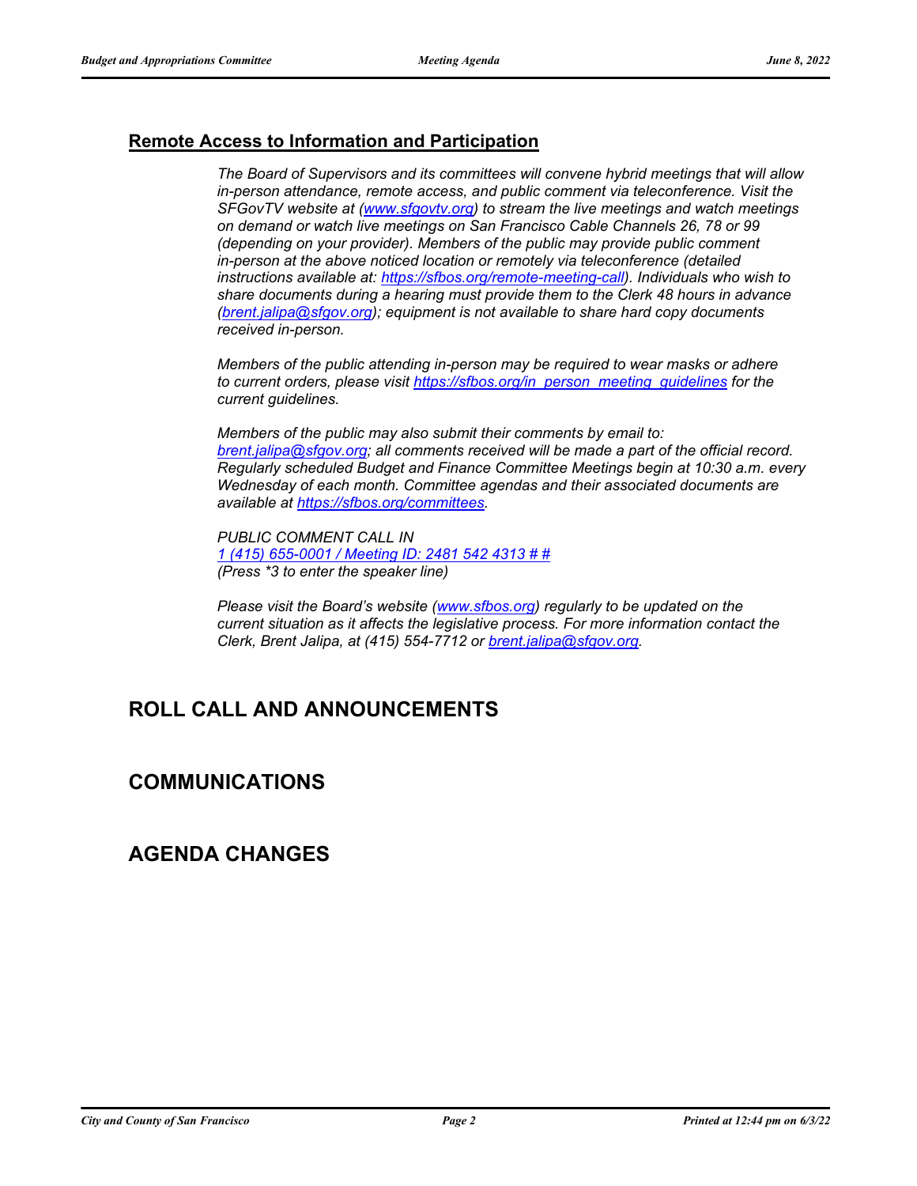## Remote Access to Information and Participation

*The Board of Supervisors and its committees will convene hybrid meetings that will allow in-person attendance, remote access, and public comment via teleconference. Visit the SFGovTV website at ([www.sfgovtv.org](http://www.sfgovtv.org)) to stream the live meetings and watch meetings on demand or watch live meetings on San Francisco Cable Channels 26, 78 or 99 (depending on your provider). Members of the public may provide public comment in-person at the above noticed location or remotely via teleconference (detailed instructions available at: [https://sfbos.org/remote-meeting-call](https://sfbos.org/remote-meeting-call)). Individuals who wish to share documents during a hearing must provide them to the Clerk 48 hours in advance ([brent.jalipa@sfgov.org](mailto:brent.jalipa@sfgov.org)); equipment is not available to share hard copy documents received in-person.*

*Members of the public attending in-person may be required to wear masks or adhere to current orders, please visit [https://sfbos.org/in_person_meeting_guidelines](https://sfbos.org/in_person_meeting_guidelines) for the current guidelines.*

*Members of the public may also submit their comments by email to: [brent.jalipa@sfgov.org](mailto:brent.jalipa@sfgov.org); all comments received will be made a part of the official record. Regularly scheduled Budget and Finance Committee Meetings begin at 10:30 a.m. every Wednesday of each month. Committee agendas and their associated documents are available at [https://sfbos.org/committees](https://sfbos.org/committees).*

*PUBLIC COMMENT CALL IN*
*1 (415) 655-0001 / Meeting ID: 2481 542 4313 # #*
*(Press *3 to enter the speaker line)*

*Please visit the Board's website ([www.sfbos.org](http://www.sfbos.org)) regularly to be updated on the current situation as it affects the legislative process. For more information contact the Clerk, Brent Jalipa, at (415) 554-7712 or [brent.jalipa@sfgov.org](mailto:brent.jalipa@sfgov.org).*

# ROLL CALL AND ANNOUNCEMENTS

# COMMUNICATIONS

# AGENDA CHANGES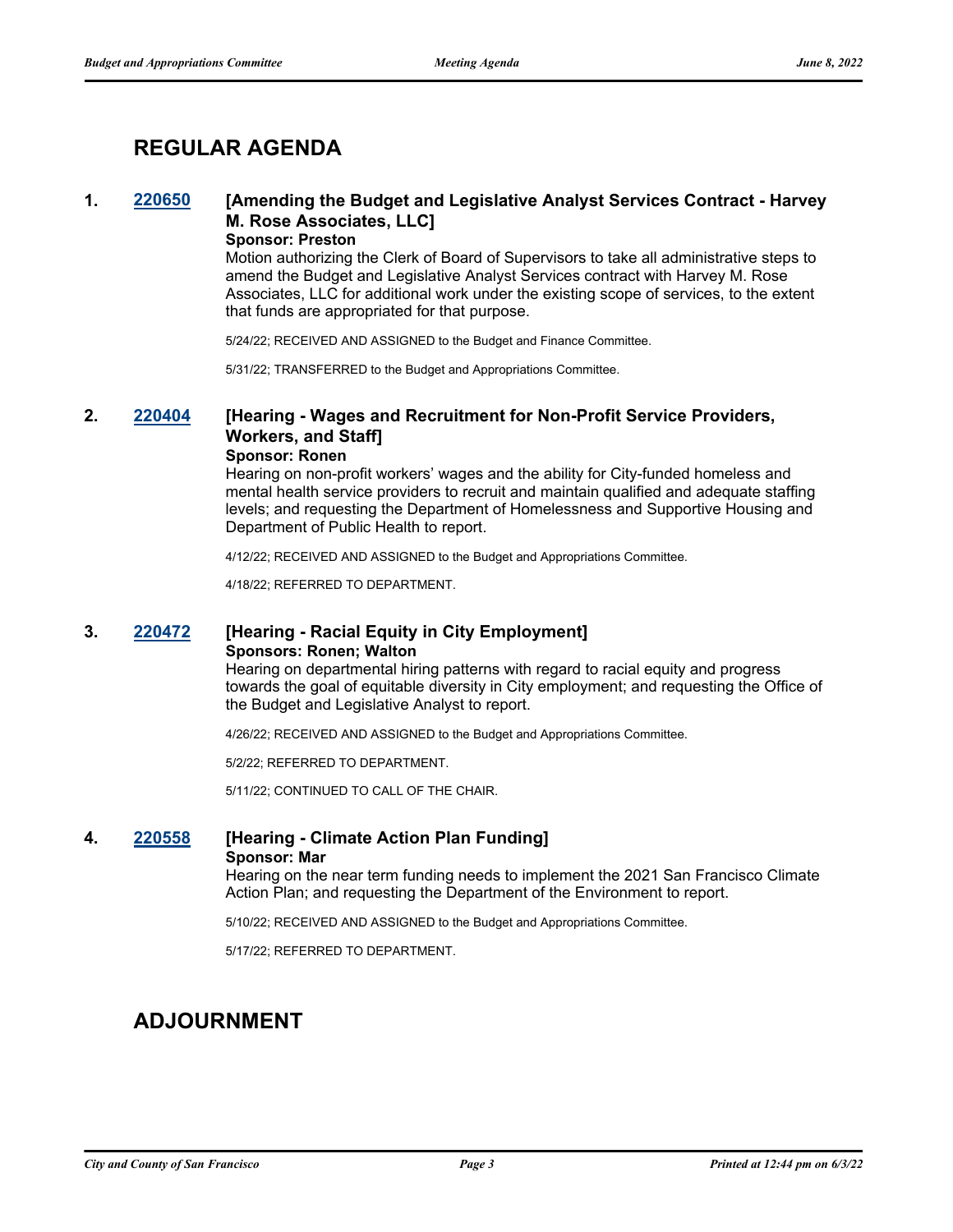## REGULAR AGENDA

**1. 220650 [Amending the Budget and Legislative Analyst Services Contract - Harvey M. Rose Associates, LLC]**

**Sponsor: Preston**

Motion authorizing the Clerk of Board of Supervisors to take all administrative steps to amend the Budget and Legislative Analyst Services contract with Harvey M. Rose Associates, LLC for additional work under the existing scope of services, to the extent that funds are appropriated for that purpose.

5/24/22; RECEIVED AND ASSIGNED to the Budget and Finance Committee.

5/31/22; TRANSFERRED to the Budget and Appropriations Committee.

**2. 220404 [Hearing - Wages and Recruitment for Non-Profit Service Providers, Workers, and Staff]**

**Sponsor: Ronen**

Hearing on non-profit workers' wages and the ability for City-funded homeless and mental health service providers to recruit and maintain qualified and adequate staffing levels; and requesting the Department of Homelessness and Supportive Housing and Department of Public Health to report.

4/12/22; RECEIVED AND ASSIGNED to the Budget and Appropriations Committee.

4/18/22; REFERRED TO DEPARTMENT.

**3. 220472 [Hearing - Racial Equity in City Employment]**

**Sponsors: Ronen; Walton**

Hearing on departmental hiring patterns with regard to racial equity and progress towards the goal of equitable diversity in City employment; and requesting the Office of the Budget and Legislative Analyst to report.

4/26/22; RECEIVED AND ASSIGNED to the Budget and Appropriations Committee.

5/2/22; REFERRED TO DEPARTMENT.

5/11/22; CONTINUED TO CALL OF THE CHAIR.

**4. 220558 [Hearing - Climate Action Plan Funding]**

**Sponsor: Mar**

Hearing on the near term funding needs to implement the 2021 San Francisco Climate Action Plan; and requesting the Department of the Environment to report.

5/10/22; RECEIVED AND ASSIGNED to the Budget and Appropriations Committee.

5/17/22; REFERRED TO DEPARTMENT.

## ADJOURNMENT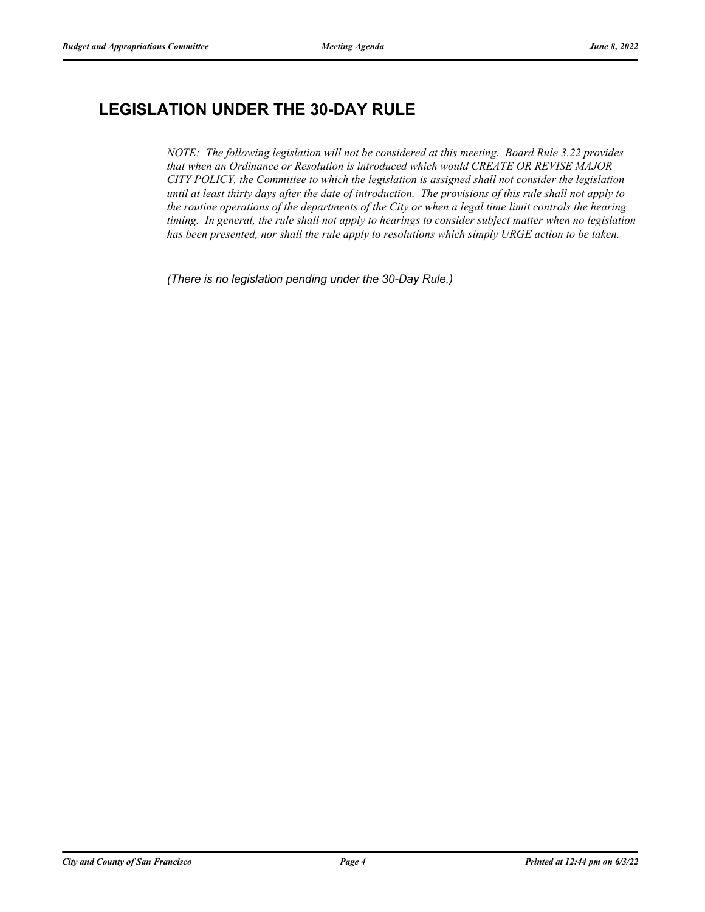## LEGISLATION UNDER THE 30-DAY RULE

*NOTE: The following legislation will not be considered at this meeting. Board Rule 3.22 provides that when an Ordinance or Resolution is introduced which would CREATE OR REVISE MAJOR CITY POLICY, the Committee to which the legislation is assigned shall not consider the legislation until at least thirty days after the date of introduction. The provisions of this rule shall not apply to the routine operations of the departments of the City or when a legal time limit controls the hearing timing. In general, the rule shall not apply to hearings to consider subject matter when no legislation has been presented, nor shall the rule apply to resolutions which simply URGE action to be taken.*

*(There is no legislation pending under the 30-Day Rule.)*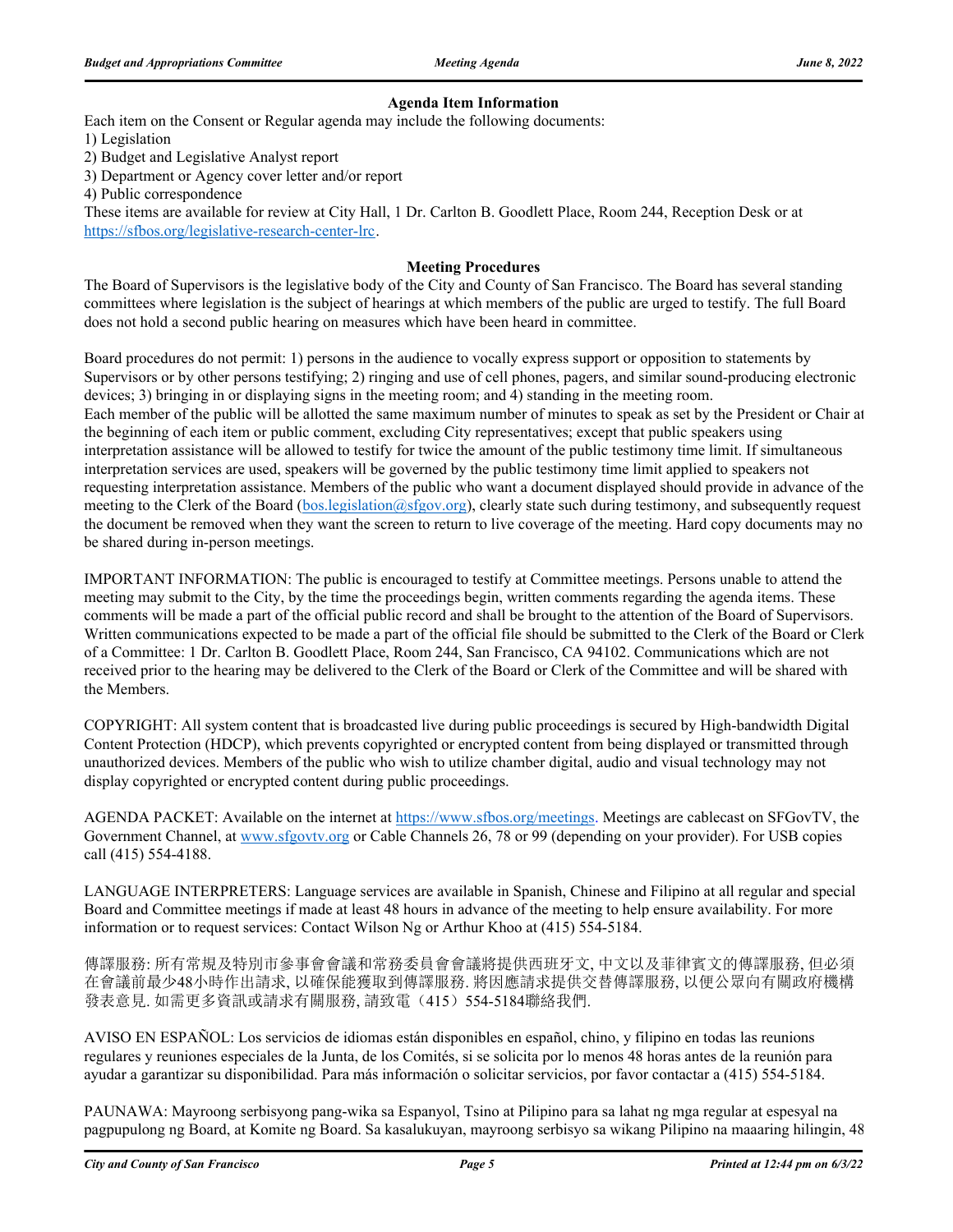### Agenda Item Information

Each item on the Consent or Regular agenda may include the following documents:

1) Legislation
2) Budget and Legislative Analyst report
3) Department or Agency cover letter and/or report
4) Public correspondence

These items are available for review at City Hall, 1 Dr. Carlton B. Goodlett Place, Room 244, Reception Desk or at https://sfbos.org/legislative-research-center-lrc.

### Meeting Procedures

The Board of Supervisors is the legislative body of the City and County of San Francisco. The Board has several standing committees where legislation is the subject of hearings at which members of the public are urged to testify. The full Board does not hold a second public hearing on measures which have been heard in committee.

Board procedures do not permit: 1) persons in the audience to vocally express support or opposition to statements by Supervisors or by other persons testifying; 2) ringing and use of cell phones, pagers, and similar sound-producing electronic devices; 3) bringing in or displaying signs in the meeting room; and 4) standing in the meeting room.
Each member of the public will be allotted the same maximum number of minutes to speak as set by the President or Chair at the beginning of each item or public comment, excluding City representatives; except that public speakers using interpretation assistance will be allowed to testify for twice the amount of the public testimony time limit. If simultaneous interpretation services are used, speakers will be governed by the public testimony time limit applied to speakers not requesting interpretation assistance. Members of the public who want a document displayed should provide in advance of the meeting to the Clerk of the Board (bos.legislation@sfgov.org), clearly state such during testimony, and subsequently request the document be removed when they want the screen to return to live coverage of the meeting. Hard copy documents may not be shared during in-person meetings.

IMPORTANT INFORMATION: The public is encouraged to testify at Committee meetings. Persons unable to attend the meeting may submit to the City, by the time the proceedings begin, written comments regarding the agenda items. These comments will be made a part of the official public record and shall be brought to the attention of the Board of Supervisors. Written communications expected to be made a part of the official file should be submitted to the Clerk of the Board or Clerk of a Committee: 1 Dr. Carlton B. Goodlett Place, Room 244, San Francisco, CA 94102. Communications which are not received prior to the hearing may be delivered to the Clerk of the Board or Clerk of the Committee and will be shared with the Members.

COPYRIGHT: All system content that is broadcasted live during public proceedings is secured by High-bandwidth Digital Content Protection (HDCP), which prevents copyrighted or encrypted content from being displayed or transmitted through unauthorized devices. Members of the public who wish to utilize chamber digital, audio and visual technology may not display copyrighted or encrypted content during public proceedings.

AGENDA PACKET: Available on the internet at https://www.sfbos.org/meetings. Meetings are cablecast on SFGovTV, the Government Channel, at www.sfgovtv.org or Cable Channels 26, 78 or 99 (depending on your provider). For USB copies call (415) 554-4188.

LANGUAGE INTERPRETERS: Language services are available in Spanish, Chinese and Filipino at all regular and special Board and Committee meetings if made at least 48 hours in advance of the meeting to help ensure availability. For more information or to request services: Contact Wilson Ng or Arthur Khoo at (415) 554-5184.

傳譯服務: 所有常規及特別市參事會會議和常務委員會會議將提供西班牙文, 中文以及菲律賓文的傳譯服務, 但必須在會議前最少48小時作出請求, 以確保能獲取到傳譯服務. 將因應請求提供交替傳譯服務, 以便公眾向有關政府機構發表意見. 如需更多資訊或請求有關服務, 請致電（415）554-5184聯絡我們.

AVISO EN ESPAÑOL: Los servicios de idiomas están disponibles en español, chino, y filipino en todas las reunions regulares y reuniones especiales de la Junta, de los Comités, si se solicita por lo menos 48 horas antes de la reunión para ayudar a garantizar su disponibilidad. Para más información o solicitar servicios, por favor contactar a (415) 554-5184.

PAUNAWA: Mayroong serbisyong pang-wika sa Espanyol, Tsino at Pilipino para sa lahat ng mga regular at espesyal na pagpupulong ng Board, at Komite ng Board. Sa kasalukuyan, mayroong serbisyo sa wikang Pilipino na maaaring hilingin, 48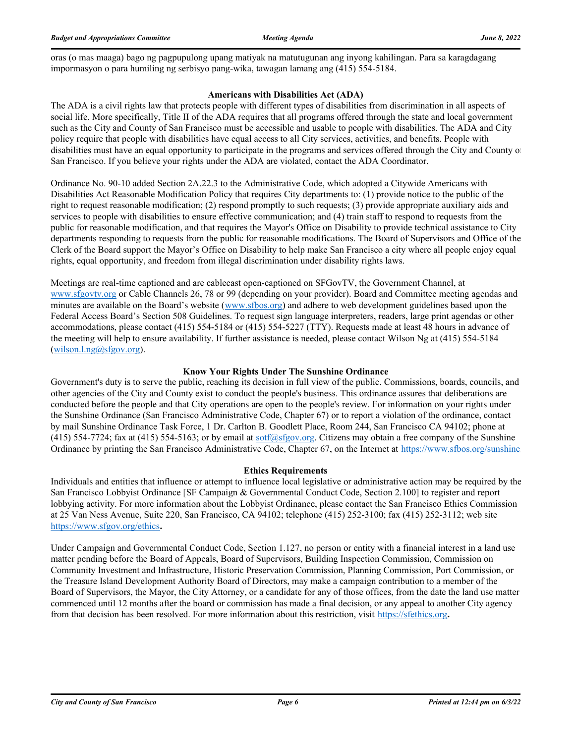oras (o mas maaga) bago ng pagpupulong upang matiyak na matutugunan ang inyong kahilingan. Para sa karagdagang impormasyon o para humiling ng serbisyo pang-wika, tawagan lamang ang (415) 554-5184.

**Americans with Disabilities Act (ADA)**

The ADA is a civil rights law that protects people with different types of disabilities from discrimination in all aspects of social life. More specifically, Title II of the ADA requires that all programs offered through the state and local government such as the City and County of San Francisco must be accessible and usable to people with disabilities. The ADA and City policy require that people with disabilities have equal access to all City services, activities, and benefits. People with disabilities must have an equal opportunity to participate in the programs and services offered through the City and County of San Francisco. If you believe your rights under the ADA are violated, contact the ADA Coordinator.

Ordinance No. 90-10 added Section 2A.22.3 to the Administrative Code, which adopted a Citywide Americans with Disabilities Act Reasonable Modification Policy that requires City departments to: (1) provide notice to the public of the right to request reasonable modification; (2) respond promptly to such requests; (3) provide appropriate auxiliary aids and services to people with disabilities to ensure effective communication; and (4) train staff to respond to requests from the public for reasonable modification, and that requires the Mayor's Office on Disability to provide technical assistance to City departments responding to requests from the public for reasonable modifications. The Board of Supervisors and Office of the Clerk of the Board support the Mayor's Office on Disability to help make San Francisco a city where all people enjoy equal rights, equal opportunity, and freedom from illegal discrimination under disability rights laws.

Meetings are real-time captioned and are cablecast open-captioned on SFGovTV, the Government Channel, at www.sfgovtv.org or Cable Channels 26, 78 or 99 (depending on your provider). Board and Committee meeting agendas and minutes are available on the Board's website (www.sfbos.org) and adhere to web development guidelines based upon the Federal Access Board's Section 508 Guidelines. To request sign language interpreters, readers, large print agendas or other accommodations, please contact (415) 554-5184 or (415) 554-5227 (TTY). Requests made at least 48 hours in advance of the meeting will help to ensure availability. If further assistance is needed, please contact Wilson Ng at (415) 554-5184 (wilson.l.ng@sfgov.org).

**Know Your Rights Under The Sunshine Ordinance**

Government's duty is to serve the public, reaching its decision in full view of the public. Commissions, boards, councils, and other agencies of the City and County exist to conduct the people's business. This ordinance assures that deliberations are conducted before the people and that City operations are open to the people's review. For information on your rights under the Sunshine Ordinance (San Francisco Administrative Code, Chapter 67) or to report a violation of the ordinance, contact by mail Sunshine Ordinance Task Force, 1 Dr. Carlton B. Goodlett Place, Room 244, San Francisco CA 94102; phone at (415) 554-7724; fax at (415) 554-5163; or by email at sotf@sfgov.org. Citizens may obtain a free company of the Sunshine Ordinance by printing the San Francisco Administrative Code, Chapter 67, on the Internet at https://www.sfbos.org/sunshine

**Ethics Requirements**

Individuals and entities that influence or attempt to influence local legislative or administrative action may be required by the San Francisco Lobbyist Ordinance [SF Campaign & Governmental Conduct Code, Section 2.100] to register and report lobbying activity. For more information about the Lobbyist Ordinance, please contact the San Francisco Ethics Commission at 25 Van Ness Avenue, Suite 220, San Francisco, CA 94102; telephone (415) 252-3100; fax (415) 252-3112; web site https://www.sfgov.org/ethics.

Under Campaign and Governmental Conduct Code, Section 1.127, no person or entity with a financial interest in a land use matter pending before the Board of Appeals, Board of Supervisors, Building Inspection Commission, Commission on Community Investment and Infrastructure, Historic Preservation Commission, Planning Commission, Port Commission, or the Treasure Island Development Authority Board of Directors, may make a campaign contribution to a member of the Board of Supervisors, the Mayor, the City Attorney, or a candidate for any of those offices, from the date the land use matter commenced until 12 months after the board or commission has made a final decision, or any appeal to another City agency from that decision has been resolved. For more information about this restriction, visit https://sfethics.org.